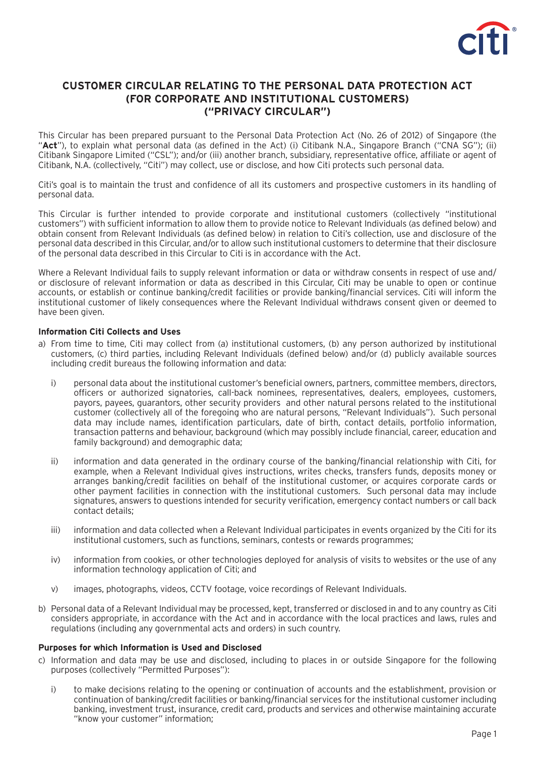# CUSTOMER CIRCULAR RELATING TO THE PERSONAL DATA PROTECTION ACT (FOR CORPORATE AND INSTITUTIONAL CUSTOMERS) ("PRIVACY CIRCULAR")

This Circular has been prepared pursuant to the Personal Data Protection Act (No. 26 of 2012) of Singapore (the "**Act**"), to explain what personal data (as defined in the Act) (i) Citibank N.A., Singapore Branch ("CNA SG"); (ii) Citibank Singapore Limited ("CSL"); and/or (iii) another branch, subsidiary, representative office, affiliate or agent of Citibank, N.A. (collectively, "Citi") may collect, use or disclose, and how Citi protects such personal data.

Citi's goal is to maintain the trust and confidence of all its customers and prospective customers in its handling of personal data.

This Circular is further intended to provide corporate and institutional customers (collectively "institutional customers") with sufficient information to allow them to provide notice to Relevant Individuals (as defined below) and obtain consent from Relevant Individuals (as defined below) in relation to Citi's collection, use and disclosure of the personal data described in this Circular, and/or to allow such institutional customers to determine that their disclosure of the personal data described in this Circular to Citi is in accordance with the Act.

Where a Relevant Individual fails to supply relevant information or data or withdraw consents in respect of use and/or disclosure of relevant information or data as described in this Circular, Citi may be unable to open or continue accounts, or establish or continue banking/credit facilities or provide banking/financial services. Citi will inform the institutional customer of likely consequences where the Relevant Individual withdraws consent given or deemed to have been given.

**Information Citi Collects and Uses**

a) From time to time, Citi may collect from (a) institutional customers, (b) any person authorized by institutional customers, (c) third parties, including Relevant Individuals (defined below) and/or (d) publicly available sources including credit bureaus the following information and data:

   i) personal data about the institutional customer's beneficial owners, partners, committee members, directors, officers or authorized signatories, call-back nominees, representatives, dealers, employees, customers, payors, payees, guarantors, other security providers and other natural persons related to the institutional customer (collectively all of the foregoing who are natural persons, "Relevant Individuals"). Such personal data may include names, identification particulars, date of birth, contact details, portfolio information, transaction patterns and behaviour, background (which may possibly include financial, career, education and family background) and demographic data;

   ii) information and data generated in the ordinary course of the banking/financial relationship with Citi, for example, when a Relevant Individual gives instructions, writes checks, transfers funds, deposits money or arranges banking/credit facilities on behalf of the institutional customer, or acquires corporate cards or other payment facilities in connection with the institutional customers. Such personal data may include signatures, answers to questions intended for security verification, emergency contact numbers or call back contact details;

   iii) information and data collected when a Relevant Individual participates in events organized by the Citi for its institutional customers, such as functions, seminars, contests or rewards programmes;

   iv) information from cookies, or other technologies deployed for analysis of visits to websites or the use of any information technology application of Citi; and

   v) images, photographs, videos, CCTV footage, voice recordings of Relevant Individuals.

b) Personal data of a Relevant Individual may be processed, kept, transferred or disclosed in and to any country as Citi considers appropriate, in accordance with the Act and in accordance with the local practices and laws, rules and regulations (including any governmental acts and orders) in such country.

**Purposes for which Information is Used and Disclosed**

c) Information and data may be use and disclosed, including to places in or outside Singapore for the following purposes (collectively "Permitted Purposes"):

   i) to make decisions relating to the opening or continuation of accounts and the establishment, provision or continuation of banking/credit facilities or banking/financial services for the institutional customer including banking, investment trust, insurance, credit card, products and services and otherwise maintaining accurate "know your customer" information;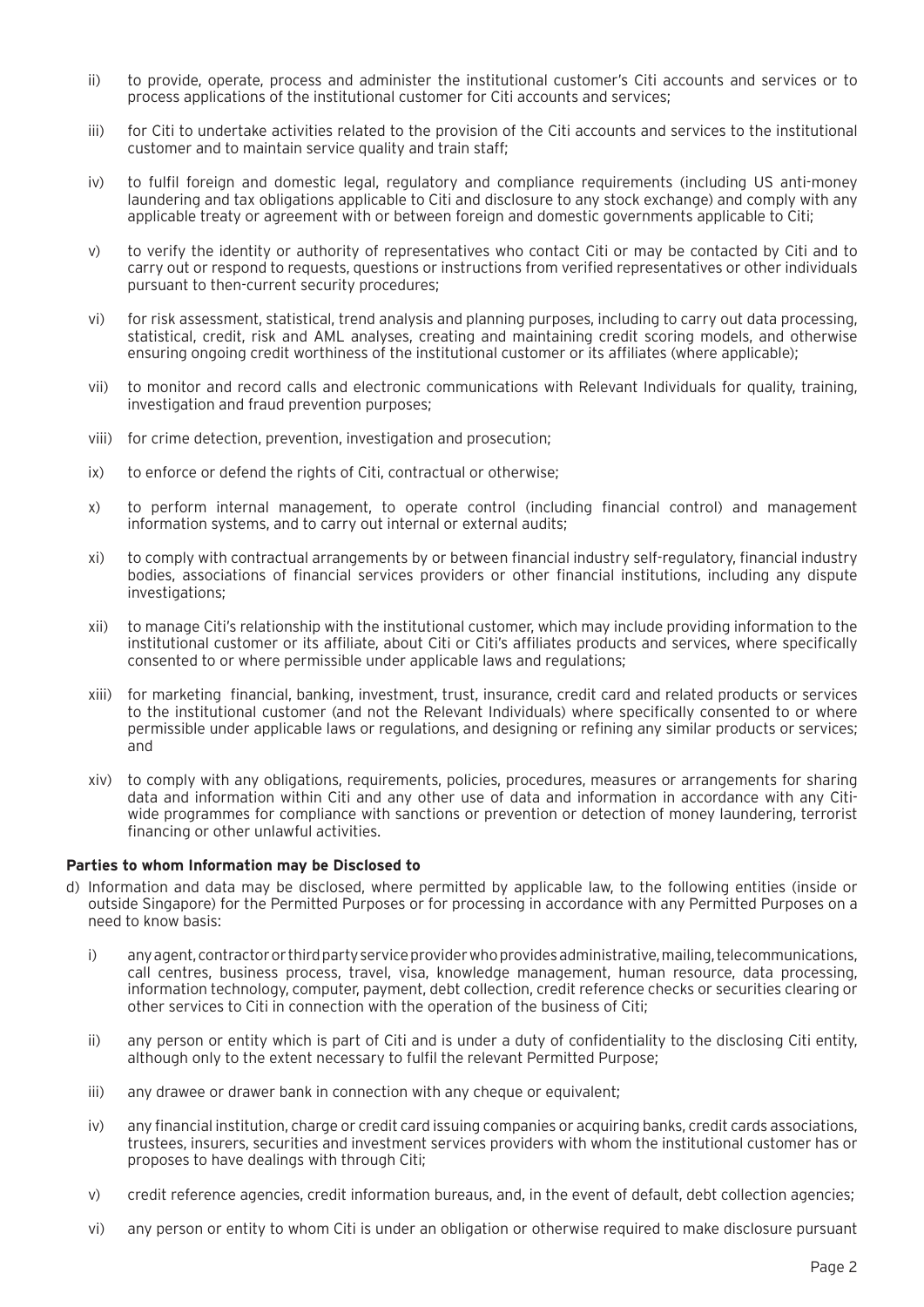ii) to provide, operate, process and administer the institutional customer's Citi accounts and services or to process applications of the institutional customer for Citi accounts and services;

iii) for Citi to undertake activities related to the provision of the Citi accounts and services to the institutional customer and to maintain service quality and train staff;

iv) to fulfil foreign and domestic legal, regulatory and compliance requirements (including US anti-money laundering and tax obligations applicable to Citi and disclosure to any stock exchange) and comply with any applicable treaty or agreement with or between foreign and domestic governments applicable to Citi;

v) to verify the identity or authority of representatives who contact Citi or may be contacted by Citi and to carry out or respond to requests, questions or instructions from verified representatives or other individuals pursuant to then-current security procedures;

vi) for risk assessment, statistical, trend analysis and planning purposes, including to carry out data processing, statistical, credit, risk and AML analyses, creating and maintaining credit scoring models, and otherwise ensuring ongoing credit worthiness of the institutional customer or its affiliates (where applicable);

vii) to monitor and record calls and electronic communications with Relevant Individuals for quality, training, investigation and fraud prevention purposes;

viii) for crime detection, prevention, investigation and prosecution;

ix) to enforce or defend the rights of Citi, contractual or otherwise;

x) to perform internal management, to operate control (including financial control) and management information systems, and to carry out internal or external audits;

xi) to comply with contractual arrangements by or between financial industry self-regulatory, financial industry bodies, associations of financial services providers or other financial institutions, including any dispute investigations;

xii) to manage Citi's relationship with the institutional customer, which may include providing information to the institutional customer or its affiliate, about Citi or Citi's affiliates products and services, where specifically consented to or where permissible under applicable laws and regulations;

xiii) for marketing financial, banking, investment, trust, insurance, credit card and related products or services to the institutional customer (and not the Relevant Individuals) where specifically consented to or where permissible under applicable laws or regulations, and designing or refining any similar products or services; and

xiv) to comply with any obligations, requirements, policies, procedures, measures or arrangements for sharing data and information within Citi and any other use of data and information in accordance with any Citi-wide programmes for compliance with sanctions or prevention or detection of money laundering, terrorist financing or other unlawful activities.

**Parties to whom Information may be Disclosed to**

d) Information and data may be disclosed, where permitted by applicable law, to the following entities (inside or outside Singapore) for the Permitted Purposes or for processing in accordance with any Permitted Purposes on a need to know basis:

i) any agent, contractor or third party service provider who provides administrative, mailing, telecommunications, call centres, business process, travel, visa, knowledge management, human resource, data processing, information technology, computer, payment, debt collection, credit reference checks or securities clearing or other services to Citi in connection with the operation of the business of Citi;

ii) any person or entity which is part of Citi and is under a duty of confidentiality to the disclosing Citi entity, although only to the extent necessary to fulfil the relevant Permitted Purpose;

iii) any drawee or drawer bank in connection with any cheque or equivalent;

iv) any financial institution, charge or credit card issuing companies or acquiring banks, credit cards associations, trustees, insurers, securities and investment services providers with whom the institutional customer has or proposes to have dealings with through Citi;

v) credit reference agencies, credit information bureaus, and, in the event of default, debt collection agencies;

vi) any person or entity to whom Citi is under an obligation or otherwise required to make disclosure pursuant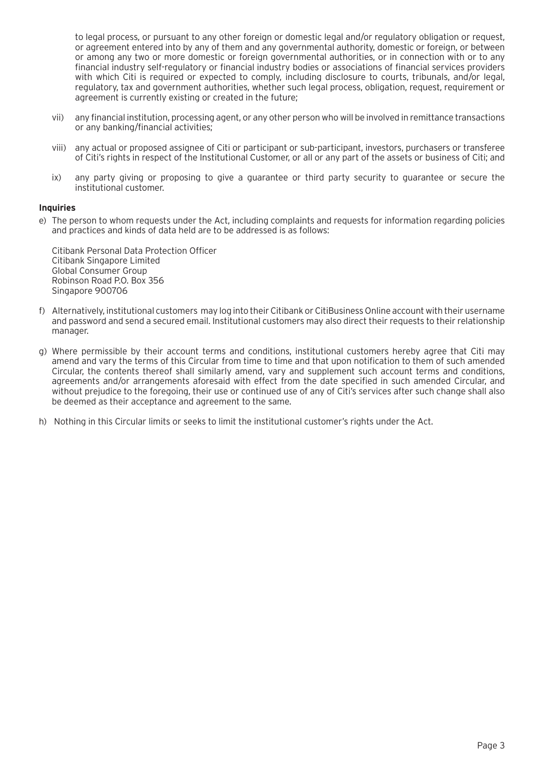to legal process, or pursuant to any other foreign or domestic legal and/or regulatory obligation or request, or agreement entered into by any of them and any governmental authority, domestic or foreign, or between or among any two or more domestic or foreign governmental authorities, or in connection with or to any financial industry self-regulatory or financial industry bodies or associations of financial services providers with which Citi is required or expected to comply, including disclosure to courts, tribunals, and/or legal, regulatory, tax and government authorities, whether such legal process, obligation, request, requirement or agreement is currently existing or created in the future;

vii) any financial institution, processing agent, or any other person who will be involved in remittance transactions or any banking/financial activities;

viii) any actual or proposed assignee of Citi or participant or sub-participant, investors, purchasers or transferee of Citi's rights in respect of the Institutional Customer, or all or any part of the assets or business of Citi; and

ix) any party giving or proposing to give a guarantee or third party security to guarantee or secure the institutional customer.

**Inquiries**

e) The person to whom requests under the Act, including complaints and requests for information regarding policies and practices and kinds of data held are to be addressed is as follows:

Citibank Personal Data Protection Officer
Citibank Singapore Limited
Global Consumer Group
Robinson Road P.O. Box 356
Singapore 900706

f) Alternatively, institutional customers may log into their Citibank or CitiBusiness Online account with their username and password and send a secured email. Institutional customers may also direct their requests to their relationship manager.

g) Where permissible by their account terms and conditions, institutional customers hereby agree that Citi may amend and vary the terms of this Circular from time to time and that upon notification to them of such amended Circular, the contents thereof shall similarly amend, vary and supplement such account terms and conditions, agreements and/or arrangements aforesaid with effect from the date specified in such amended Circular, and without prejudice to the foregoing, their use or continued use of any of Citi's services after such change shall also be deemed as their acceptance and agreement to the same.

h) Nothing in this Circular limits or seeks to limit the institutional customer's rights under the Act.